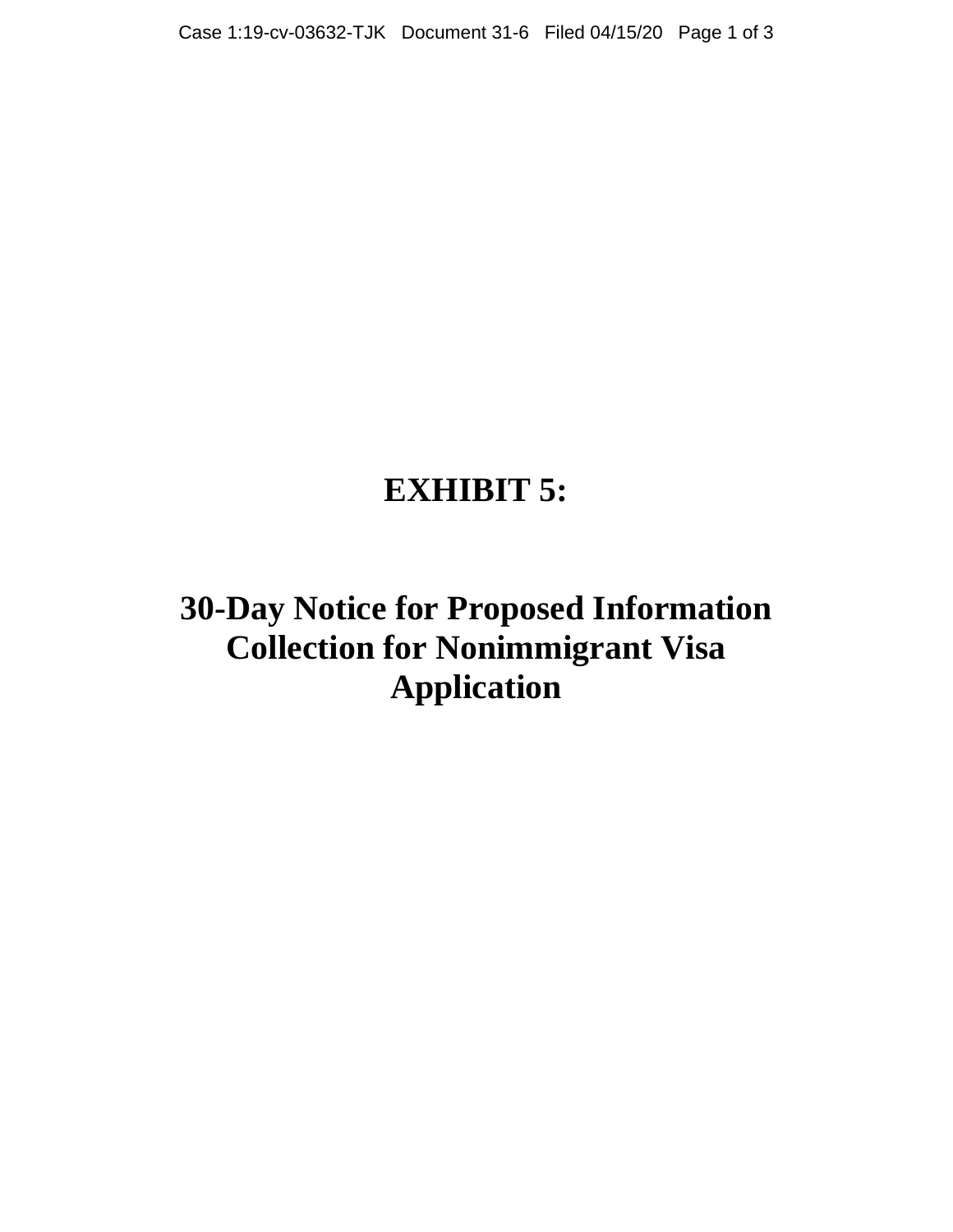# EXHIBIT 5:

# 30-Day Notice for Proposed Information Collection for Nonimmigrant Visa Application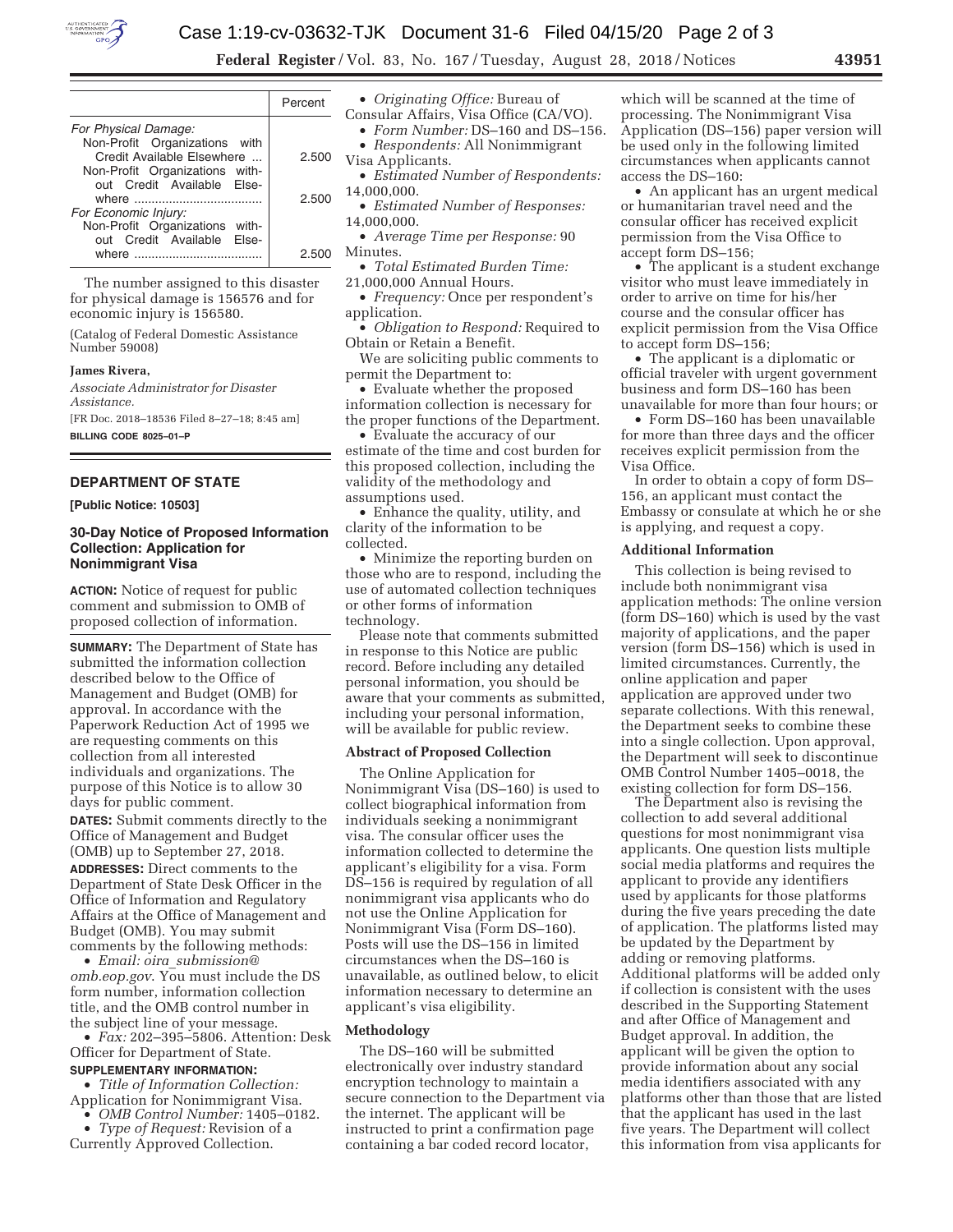| | Percent |
|---|---|
| *For Physical Damage:* | |
| Non-Profit Organizations with Credit Available Elsewhere ... | 2.500 |
| Non-Profit Organizations without Credit Available Elsewhere ..................................... | 2.500 |
| *For Economic Injury:* | |
| Non-Profit Organizations without Credit Available Elsewhere ..................................... | 2.500 |

The number assigned to this disaster for physical damage is 156576 and for economic injury is 156580.

(Catalog of Federal Domestic Assistance Number 59008)

**James Rivera,**

*Associate Administrator for Disaster Assistance.*

[FR Doc. 2018–18536 Filed 8–27–18; 8:45 am]

**BILLING CODE 8025–01–P**

## DEPARTMENT OF STATE

**[Public Notice: 10503]**

### 30-Day Notice of Proposed Information Collection: Application for Nonimmigrant Visa

**ACTION:** Notice of request for public comment and submission to OMB of proposed collection of information.

**SUMMARY:** The Department of State has submitted the information collection described below to the Office of Management and Budget (OMB) for approval. In accordance with the Paperwork Reduction Act of 1995 we are requesting comments on this collection from all interested individuals and organizations. The purpose of this Notice is to allow 30 days for public comment.

**DATES:** Submit comments directly to the Office of Management and Budget (OMB) up to September 27, 2018.

**ADDRESSES:** Direct comments to the Department of State Desk Officer in the Office of Information and Regulatory Affairs at the Office of Management and Budget (OMB). You may submit comments by the following methods:

- *Email: oira_submission@omb.eop.gov*. You must include the DS form number, information collection title, and the OMB control number in the subject line of your message.
- *Fax:* 202–395–5806. Attention: Desk Officer for Department of State.

**SUPPLEMENTARY INFORMATION:**

- *Title of Information Collection:* Application for Nonimmigrant Visa.
- *OMB Control Number:* 1405–0182.
- *Type of Request:* Revision of a Currently Approved Collection.
- *Originating Office:* Bureau of Consular Affairs, Visa Office (CA/VO).
- *Form Number:* DS–160 and DS–156.
- *Respondents:* All Nonimmigrant Visa Applicants.
- *Estimated Number of Respondents:* 14,000,000.
- *Estimated Number of Responses:* 14,000,000.
- *Average Time per Response:* 90 Minutes.
- *Total Estimated Burden Time:* 21,000,000 Annual Hours.
- *Frequency:* Once per respondent's application.
- *Obligation to Respond:* Required to Obtain or Retain a Benefit.

We are soliciting public comments to permit the Department to:

- Evaluate whether the proposed information collection is necessary for the proper functions of the Department.
- Evaluate the accuracy of our estimate of the time and cost burden for this proposed collection, including the validity of the methodology and assumptions used.
- Enhance the quality, utility, and clarity of the information to be collected.
- Minimize the reporting burden on those who are to respond, including the use of automated collection techniques or other forms of information technology.

Please note that comments submitted in response to this Notice are public record. Before including any detailed personal information, you should be aware that your comments as submitted, including your personal information, will be available for public review.

**Abstract of Proposed Collection**

The Online Application for Nonimmigrant Visa (DS–160) is used to collect biographical information from individuals seeking a nonimmigrant visa. The consular officer uses the information collected to determine the applicant's eligibility for a visa. Form DS–156 is required by regulation of all nonimmigrant visa applicants who do not use the Online Application for Nonimmigrant Visa (Form DS–160). Posts will use the DS–156 in limited circumstances when the DS–160 is unavailable, as outlined below, to elicit information necessary to determine an applicant's visa eligibility.

**Methodology**

The DS–160 will be submitted electronically over industry standard encryption technology to maintain a secure connection to the Department via the internet. The applicant will be instructed to print a confirmation page containing a bar coded record locator, which will be scanned at the time of processing. The Nonimmigrant Visa Application (DS–156) paper version will be used only in the following limited circumstances when applicants cannot access the DS–160:

- An applicant has an urgent medical or humanitarian travel need and the consular officer has received explicit permission from the Visa Office to accept form DS–156;
- The applicant is a student exchange visitor who must leave immediately in order to arrive on time for his/her course and the consular officer has explicit permission from the Visa Office to accept form DS–156;
- The applicant is a diplomatic or official traveler with urgent government business and form DS–160 has been unavailable for more than four hours; or
- Form DS–160 has been unavailable for more than three days and the officer receives explicit permission from the Visa Office.

In order to obtain a copy of form DS–156, an applicant must contact the Embassy or consulate at which he or she is applying, and request a copy.

**Additional Information**

This collection is being revised to include both nonimmigrant visa application methods: The online version (form DS–160) which is used by the vast majority of applications, and the paper version (form DS–156) which is used in limited circumstances. Currently, the online application and paper application are approved under two separate collections. With this renewal, the Department seeks to combine these into a single collection. Upon approval, the Department will seek to discontinue OMB Control Number 1405–0018, the existing collection for form DS–156.

The Department also is revising the collection to add several additional questions for most nonimmigrant visa applicants. One question lists multiple social media platforms and requires the applicant to provide any identifiers used by applicants for those platforms during the five years preceding the date of application. The platforms listed may be updated by the Department by adding or removing platforms. Additional platforms will be added only if collection is consistent with the uses described in the Supporting Statement and after Office of Management and Budget approval. In addition, the applicant will be given the option to provide information about any social media identifiers associated with any platforms other than those that are listed that the applicant has used in the last five years. The Department will collect this information from visa applicants for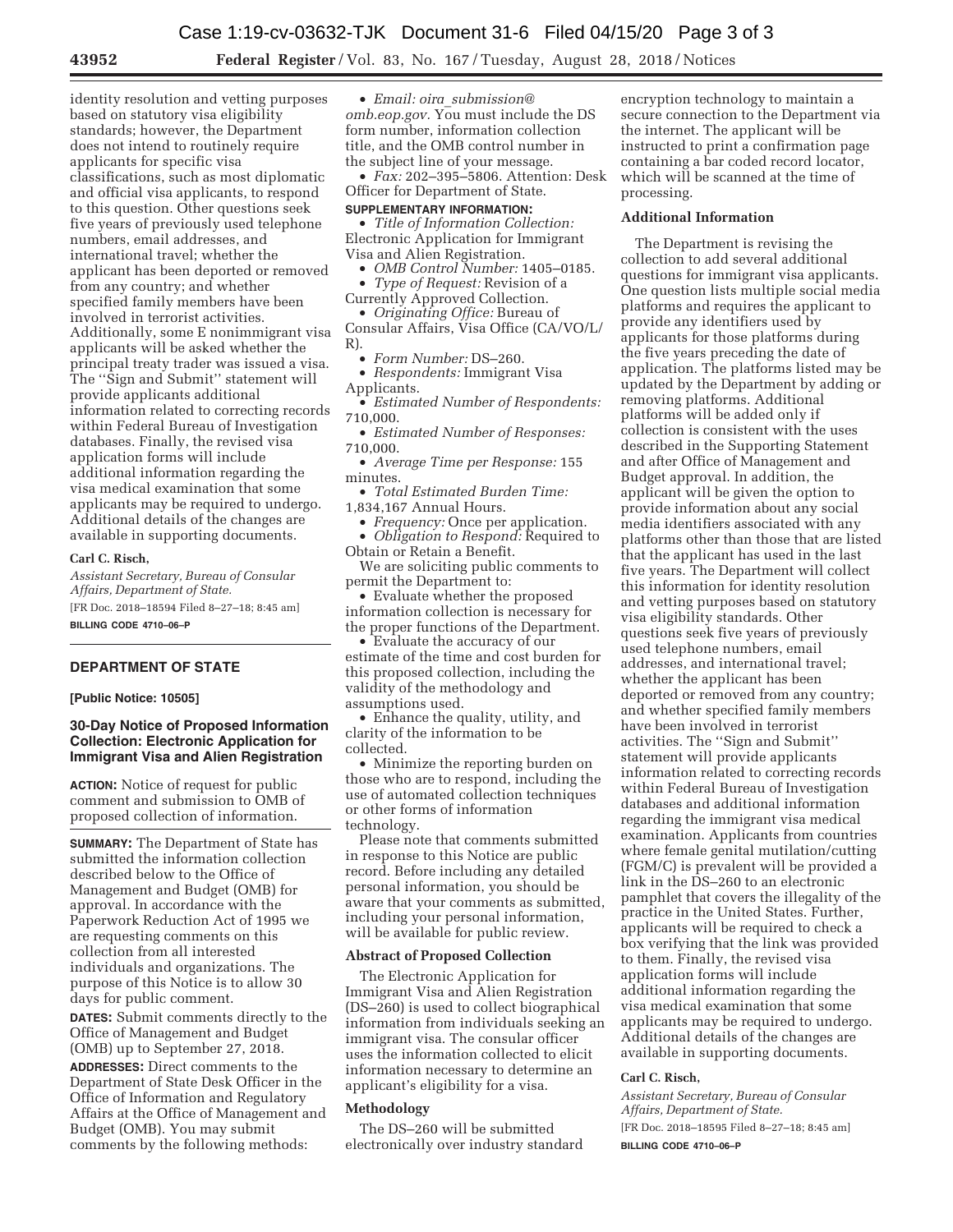identity resolution and vetting purposes based on statutory visa eligibility standards; however, the Department does not intend to routinely require applicants for specific visa classifications, such as most diplomatic and official visa applicants, to respond to this question. Other questions seek five years of previously used telephone numbers, email addresses, and international travel; whether the applicant has been deported or removed from any country; and whether specified family members have been involved in terrorist activities. Additionally, some E nonimmigrant visa applicants will be asked whether the principal treaty trader was issued a visa. The ''Sign and Submit'' statement will provide applicants additional information related to correcting records within Federal Bureau of Investigation databases. Finally, the revised visa application forms will include additional information regarding the visa medical examination that some applicants may be required to undergo. Additional details of the changes are available in supporting documents.

**Carl C. Risch,**

*Assistant Secretary, Bureau of Consular Affairs, Department of State.*

[FR Doc. 2018–18594 Filed 8–27–18; 8:45 am]

**BILLING CODE 4710–06–P**

---

## DEPARTMENT OF STATE

**[Public Notice: 10505]**

### 30-Day Notice of Proposed Information Collection: Electronic Application for Immigrant Visa and Alien Registration

**ACTION:** Notice of request for public comment and submission to OMB of proposed collection of information.

**SUMMARY:** The Department of State has submitted the information collection described below to the Office of Management and Budget (OMB) for approval. In accordance with the Paperwork Reduction Act of 1995 we are requesting comments on this collection from all interested individuals and organizations. The purpose of this Notice is to allow 30 days for public comment.

**DATES:** Submit comments directly to the Office of Management and Budget (OMB) up to September 27, 2018.

**ADDRESSES:** Direct comments to the Department of State Desk Officer in the Office of Information and Regulatory Affairs at the Office of Management and Budget (OMB). You may submit comments by the following methods:

- *Email: oira_submission@omb.eop.gov.* You must include the DS form number, information collection title, and the OMB control number in the subject line of your message.
- *Fax:* 202–395–5806. Attention: Desk Officer for Department of State.

**SUPPLEMENTARY INFORMATION:**

- *Title of Information Collection:* Electronic Application for Immigrant Visa and Alien Registration.
- *OMB Control Number:* 1405–0185.
- *Type of Request:* Revision of a Currently Approved Collection.
- *Originating Office:* Bureau of Consular Affairs, Visa Office (CA/VO/L/R).
- *Form Number:* DS–260.
- *Respondents:* Immigrant Visa Applicants.
- *Estimated Number of Respondents:* 710,000.
- *Estimated Number of Responses:* 710,000.
- *Average Time per Response:* 155 minutes.
- *Total Estimated Burden Time:* 1,834,167 Annual Hours.
- *Frequency:* Once per application.
- *Obligation to Respond:* Required to Obtain or Retain a Benefit.

We are soliciting public comments to permit the Department to:

- Evaluate whether the proposed information collection is necessary for the proper functions of the Department.
- Evaluate the accuracy of our estimate of the time and cost burden for this proposed collection, including the validity of the methodology and assumptions used.
- Enhance the quality, utility, and clarity of the information to be collected.
- Minimize the reporting burden on those who are to respond, including the use of automated collection techniques or other forms of information technology.

Please note that comments submitted in response to this Notice are public record. Before including any detailed personal information, you should be aware that your comments as submitted, including your personal information, will be available for public review.

**Abstract of Proposed Collection**

The Electronic Application for Immigrant Visa and Alien Registration (DS–260) is used to collect biographical information from individuals seeking an immigrant visa. The consular officer uses the information collected to elicit information necessary to determine an applicant's eligibility for a visa.

**Methodology**

The DS–260 will be submitted electronically over industry standard encryption technology to maintain a secure connection to the Department via the internet. The applicant will be instructed to print a confirmation page containing a bar coded record locator, which will be scanned at the time of processing.

**Additional Information**

The Department is revising the collection to add several additional questions for immigrant visa applicants. One question lists multiple social media platforms and requires the applicant to provide any identifiers used by applicants for those platforms during the five years preceding the date of application. The platforms listed may be updated by the Department by adding or removing platforms. Additional platforms will be added only if collection is consistent with the uses described in the Supporting Statement and after Office of Management and Budget approval. In addition, the applicant will be given the option to provide information about any social media identifiers associated with any platforms other than those that are listed that the applicant has used in the last five years. The Department will collect this information for identity resolution and vetting purposes based on statutory visa eligibility standards. Other questions seek five years of previously used telephone numbers, email addresses, and international travel; whether the applicant has been deported or removed from any country; and whether specified family members have been involved in terrorist activities. The ''Sign and Submit'' statement will provide applicants information related to correcting records within Federal Bureau of Investigation databases and additional information regarding the immigrant visa medical examination. Applicants from countries where female genital mutilation/cutting (FGM/C) is prevalent will be provided a link in the DS–260 to an electronic pamphlet that covers the illegality of the practice in the United States. Further, applicants will be required to check a box verifying that the link was provided to them. Finally, the revised visa application forms will include additional information regarding the visa medical examination that some applicants may be required to undergo. Additional details of the changes are available in supporting documents.

**Carl C. Risch,**

*Assistant Secretary, Bureau of Consular Affairs, Department of State.*

[FR Doc. 2018–18595 Filed 8–27–18; 8:45 am]

**BILLING CODE 4710–06–P**